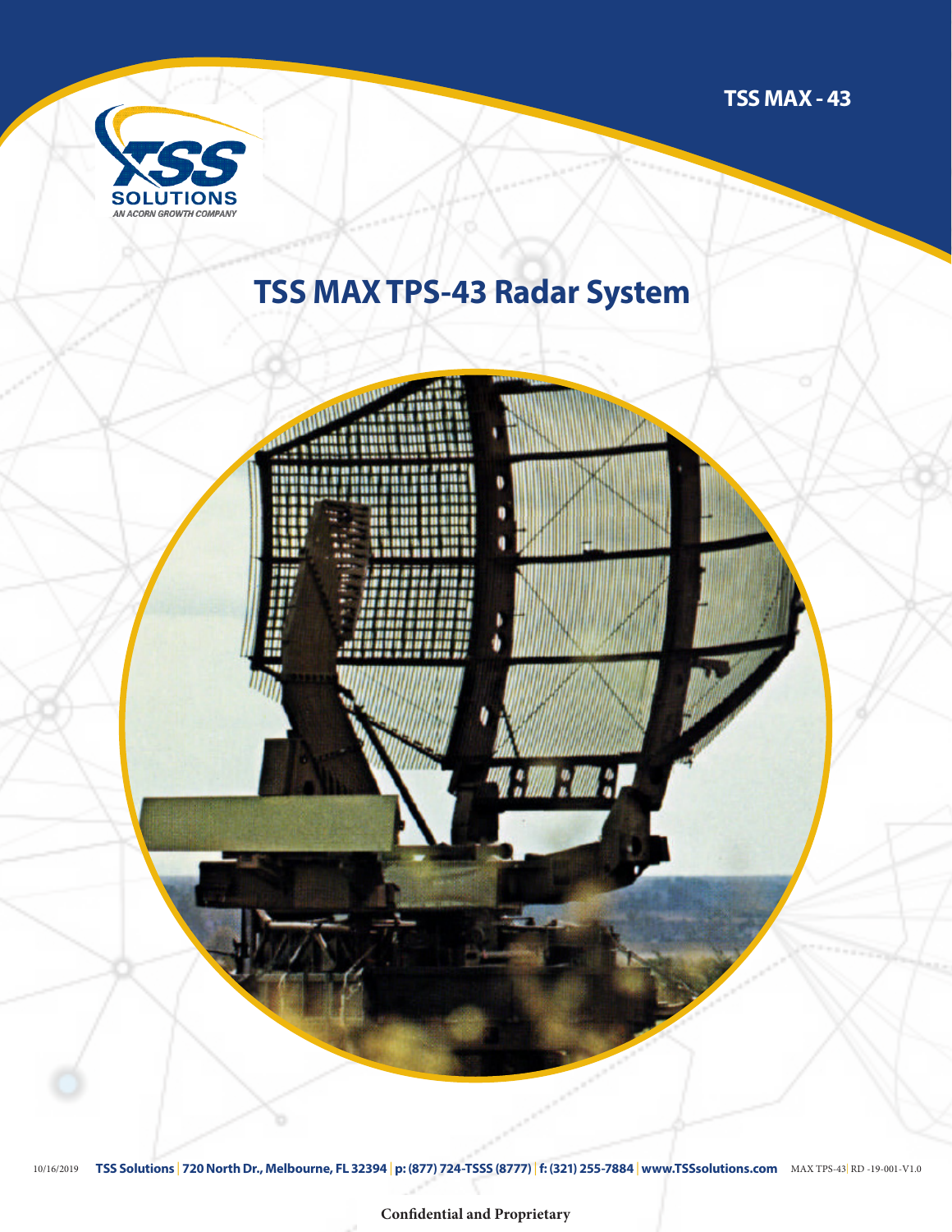TSS MAX - 43

TSS SOLUTIONS
AN ACORN GROWTH COMPANY

# TSS MAX TPS-43 Radar System

10/16/2019 **TSS Solutions | 720 North Dr., Melbourne, FL 32394 | p: (877) 724-TSSS (8777) | f: (321) 255-7884 | www.TSSsolutions.com** MAX TPS-43| RD -19-001-V1.0

**Confidential and Proprietary**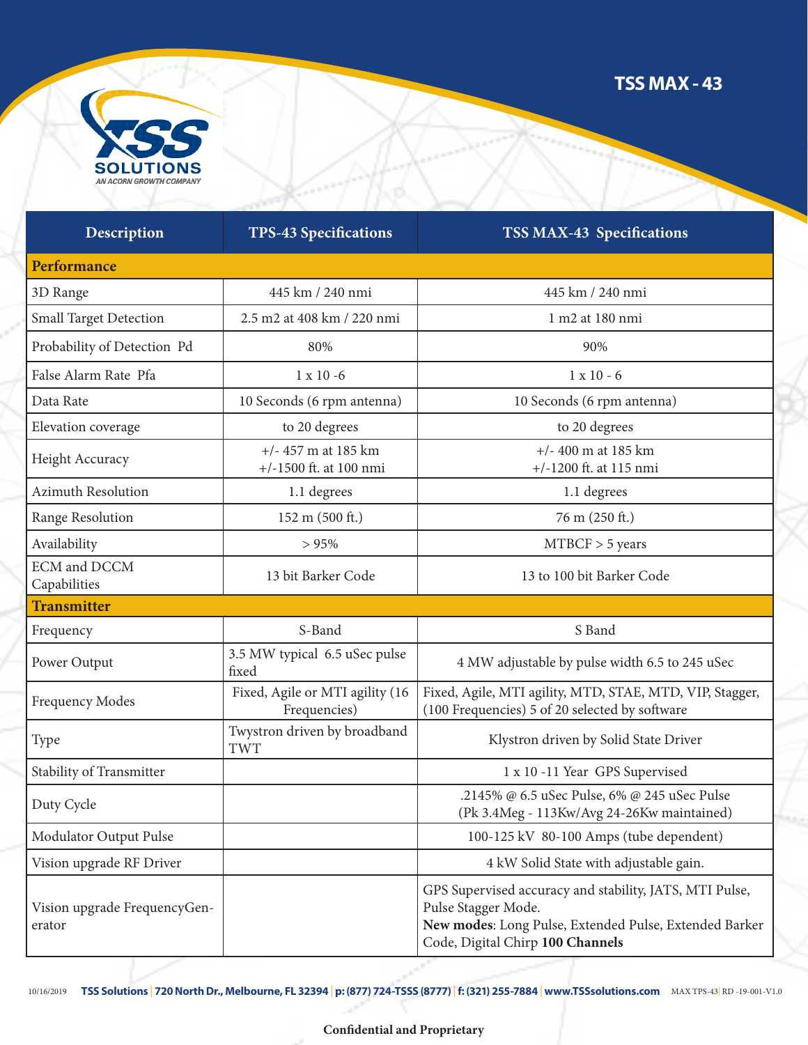# TSS MAX - 43

| Description | TPS-43 Specifications | TSS MAX-43 Specifications |
|---|---|---|
| **Performance** | | |
| 3D Range | 445 km / 240 nmi | 445 km / 240 nmi |
| Small Target Detection | 2.5 m2 at 408 km / 220 nmi | 1 m2 at 180 nmi |
| Probability of Detection Pd | 80% | 90% |
| False Alarm Rate Pfa | 1 x 10 -6 | 1 x 10 - 6 |
| Data Rate | 10 Seconds (6 rpm antenna) | 10 Seconds (6 rpm antenna) |
| Elevation coverage | to 20 degrees | to 20 degrees |
| Height Accuracy | +/- 457 m at 185 km<br>+/-1500 ft. at 100 nmi | +/- 400 m at 185 km<br>+/-1200 ft. at 115 nmi |
| Azimuth Resolution | 1.1 degrees | 1.1 degrees |
| Range Resolution | 152 m (500 ft.) | 76 m (250 ft.) |
| Availability | > 95% | MTBCF > 5 years |
| ECM and DCCM Capabilities | 13 bit Barker Code | 13 to 100 bit Barker Code |
| **Transmitter** | | |
| Frequency | S-Band | S Band |
| Power Output | 3.5 MW typical 6.5 uSec pulse fixed | 4 MW adjustable by pulse width 6.5 to 245 uSec |
| Frequency Modes | Fixed, Agile or MTI agility (16 Frequencies) | Fixed, Agile, MTI agility, MTD, STAE, MTD, VIP, Stagger, (100 Frequencies) 5 of 20 selected by software |
| Type | Twystron driven by broadband TWT | Klystron driven by Solid State Driver |
| Stability of Transmitter | | 1 x 10 -11 Year GPS Supervised |
| Duty Cycle | | .2145% @ 6.5 uSec Pulse, 6% @ 245 uSec Pulse<br>(Pk 3.4Meg - 113Kw/Avg 24-26Kw maintained) |
| Modulator Output Pulse | | 100-125 kV 80-100 Amps (tube dependent) |
| Vision upgrade RF Driver | | 4 kW Solid State with adjustable gain. |
| Vision upgrade FrequencyGenerator | | GPS Supervised accuracy and stability, JATS, MTI Pulse, Pulse Stagger Mode.<br>**New modes**: Long Pulse, Extended Pulse, Extended Barker Code, Digital Chirp **100 Channels** |

10/16/2019 **TSS Solutions | 720 North Dr., Melbourne, FL 32394 | p: (877) 724-TSSS (8777) | f: (321) 255-7884 | www.TSSsolutions.com** MAX TPS-43| RD -19-001-V1.0

**Confidential and Proprietary**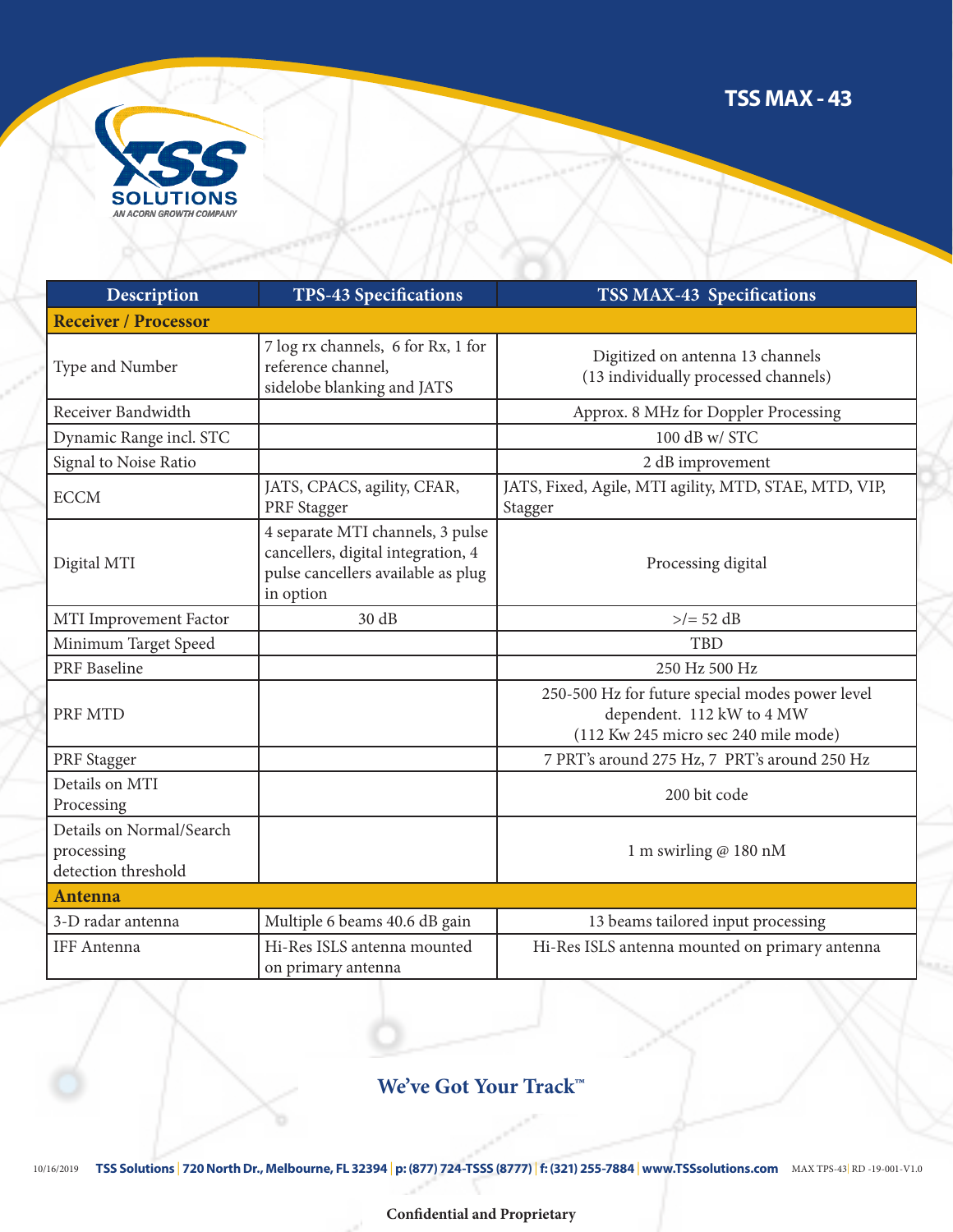## TSS MAX - 43

| Description | TPS-43 Specifications | TSS MAX-43 Specifications |
|---|---|---|
| **Receiver / Processor** | | |
| Type and Number | 7 log rx channels, 6 for Rx, 1 for reference channel, sidelobe blanking and JATS | Digitized on antenna 13 channels (13 individually processed channels) |
| Receiver Bandwidth | | Approx. 8 MHz for Doppler Processing |
| Dynamic Range incl. STC | | 100 dB w/ STC |
| Signal to Noise Ratio | | 2 dB improvement |
| ECCM | JATS, CPACS, agility, CFAR, PRF Stagger | JATS, Fixed, Agile, MTI agility, MTD, STAE, MTD, VIP, Stagger |
| Digital MTI | 4 separate MTI channels, 3 pulse cancellers, digital integration, 4 pulse cancellers available as plug in option | Processing digital |
| MTI Improvement Factor | 30 dB | >/= 52 dB |
| Minimum Target Speed | | TBD |
| PRF Baseline | | 250 Hz 500 Hz |
| PRF MTD | | 250-500 Hz for future special modes power level dependent. 112 kW to 4 MW (112 Kw 245 micro sec 240 mile mode) |
| PRF Stagger | | 7 PRT's around 275 Hz, 7 PRT's around 250 Hz |
| Details on MTI Processing | | 200 bit code |
| Details on Normal/Search processing detection threshold | | 1 m swirling @ 180 nM |
| **Antenna** | | |
| 3-D radar antenna | Multiple 6 beams 40.6 dB gain | 13 beams tailored input processing |
| IFF Antenna | Hi-Res ISLS antenna mounted on primary antenna | Hi-Res ISLS antenna mounted on primary antenna |

**We've Got Your Track™**

10/16/2019 **TSS Solutions | 720 North Dr., Melbourne, FL 32394 | p: (877) 724-TSSS (8777) | f: (321) 255-7884 | www.TSSsolutions.com** MAX TPS-43 | RD -19-001-V1.0

**Confidential and Proprietary**